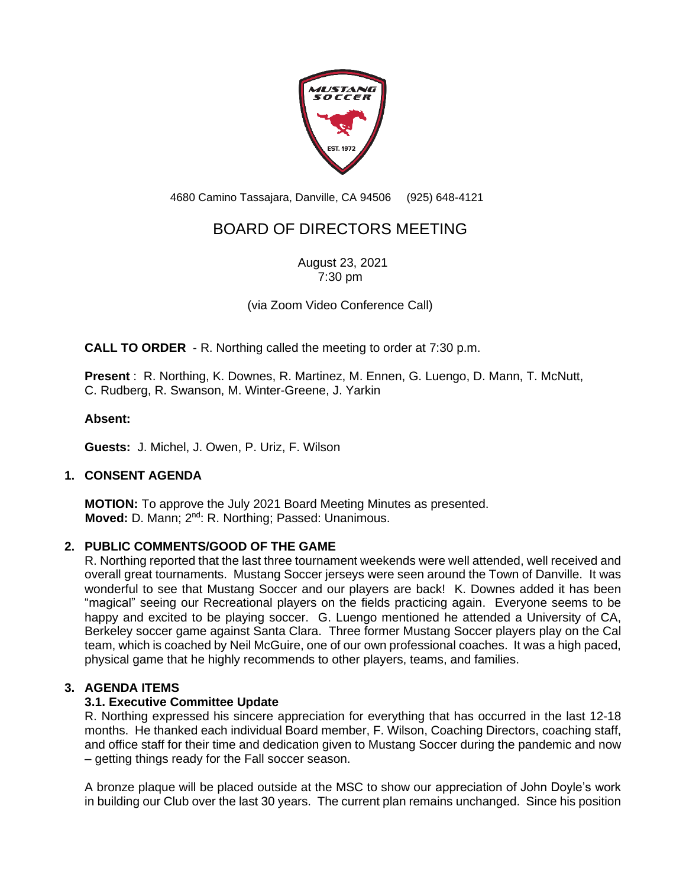4680 Camino Tassajara, Danville, CA 94506     (925) 648-4121

# BOARD OF DIRECTORS MEETING

August 23, 2021
7:30 pm

(via Zoom Video Conference Call)

**CALL TO ORDER** - R. Northing called the meeting to order at 7:30 p.m.

**Present** : R. Northing, K. Downes, R. Martinez, M. Ennen, G. Luengo, D. Mann, T. McNutt, C. Rudberg, R. Swanson, M. Winter-Greene, J. Yarkin

**Absent:**

**Guests:** J. Michel, J. Owen, P. Uriz, F. Wilson

## 1. CONSENT AGENDA

**MOTION:** To approve the July 2021 Board Meeting Minutes as presented.
**Moved:** D. Mann; 2nd: R. Northing; Passed: Unanimous.

## 2. PUBLIC COMMENTS/GOOD OF THE GAME

R. Northing reported that the last three tournament weekends were well attended, well received and overall great tournaments. Mustang Soccer jerseys were seen around the Town of Danville. It was wonderful to see that Mustang Soccer and our players are back! K. Downes added it has been "magical" seeing our Recreational players on the fields practicing again. Everyone seems to be happy and excited to be playing soccer. G. Luengo mentioned he attended a University of CA, Berkeley soccer game against Santa Clara. Three former Mustang Soccer players play on the Cal team, which is coached by Neil McGuire, one of our own professional coaches. It was a high paced, physical game that he highly recommends to other players, teams, and families.

## 3. AGENDA ITEMS

### 3.1. Executive Committee Update

R. Northing expressed his sincere appreciation for everything that has occurred in the last 12-18 months. He thanked each individual Board member, F. Wilson, Coaching Directors, coaching staff, and office staff for their time and dedication given to Mustang Soccer during the pandemic and now – getting things ready for the Fall soccer season.

A bronze plaque will be placed outside at the MSC to show our appreciation of John Doyle's work in building our Club over the last 30 years. The current plan remains unchanged. Since his position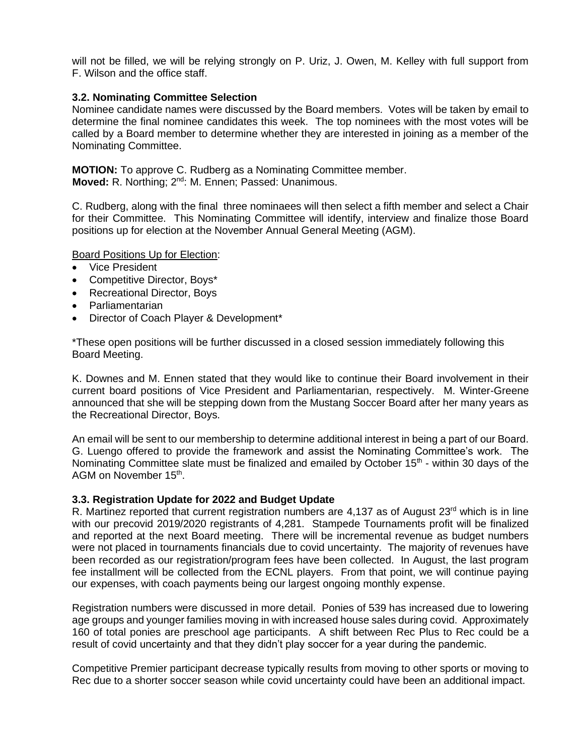will not be filled, we will be relying strongly on P. Uriz, J. Owen, M. Kelley with full support from F. Wilson and the office staff.

### 3.2. Nominating Committee Selection

Nominee candidate names were discussed by the Board members. Votes will be taken by email to determine the final nominee candidates this week. The top nominees with the most votes will be called by a Board member to determine whether they are interested in joining as a member of the Nominating Committee.

**MOTION:** To approve C. Rudberg as a Nominating Committee member.
**Moved:** R. Northing; 2nd: M. Ennen; Passed: Unanimous.

C. Rudberg, along with the final three nominaees will then select a fifth member and select a Chair for their Committee. This Nominating Committee will identify, interview and finalize those Board positions up for election at the November Annual General Meeting (AGM).

Board Positions Up for Election:

- Vice President
- Competitive Director, Boys*
- Recreational Director, Boys
- Parliamentarian
- Director of Coach Player & Development*

*These open positions will be further discussed in a closed session immediately following this Board Meeting.

K. Downes and M. Ennen stated that they would like to continue their Board involvement in their current board positions of Vice President and Parliamentarian, respectively. M. Winter-Greene announced that she will be stepping down from the Mustang Soccer Board after her many years as the Recreational Director, Boys.

An email will be sent to our membership to determine additional interest in being a part of our Board. G. Luengo offered to provide the framework and assist the Nominating Committee's work. The Nominating Committee slate must be finalized and emailed by October 15th - within 30 days of the AGM on November 15th.

### 3.3. Registration Update for 2022 and Budget Update

R. Martinez reported that current registration numbers are 4,137 as of August 23rd which is in line with our precovid 2019/2020 registrants of 4,281. Stampede Tournaments profit will be finalized and reported at the next Board meeting. There will be incremental revenue as budget numbers were not placed in tournaments financials due to covid uncertainty. The majority of revenues have been recorded as our registration/program fees have been collected. In August, the last program fee installment will be collected from the ECNL players. From that point, we will continue paying our expenses, with coach payments being our largest ongoing monthly expense.

Registration numbers were discussed in more detail. Ponies of 539 has increased due to lowering age groups and younger families moving in with increased house sales during covid. Approximately 160 of total ponies are preschool age participants. A shift between Rec Plus to Rec could be a result of covid uncertainty and that they didn't play soccer for a year during the pandemic.

Competitive Premier participant decrease typically results from moving to other sports or moving to Rec due to a shorter soccer season while covid uncertainty could have been an additional impact.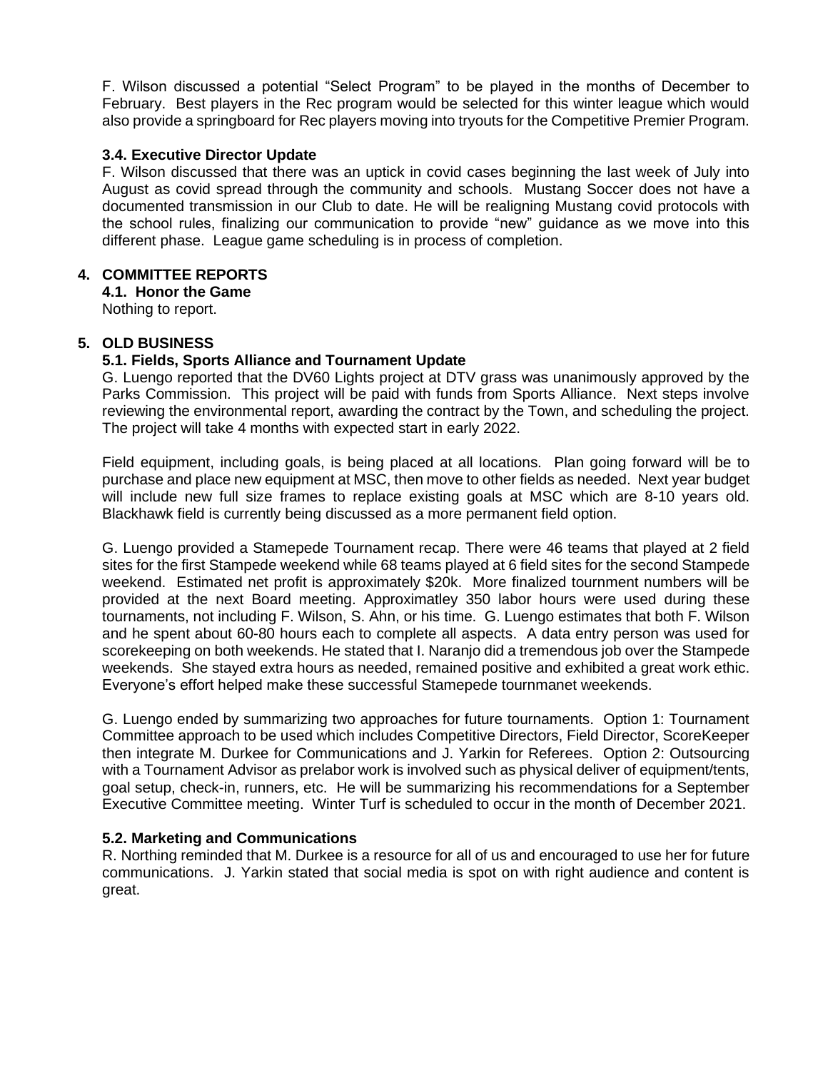F. Wilson discussed a potential "Select Program" to be played in the months of December to February. Best players in the Rec program would be selected for this winter league which would also provide a springboard for Rec players moving into tryouts for the Competitive Premier Program.

### 3.4. Executive Director Update

F. Wilson discussed that there was an uptick in covid cases beginning the last week of July into August as covid spread through the community and schools. Mustang Soccer does not have a documented transmission in our Club to date. He will be realigning Mustang covid protocols with the school rules, finalizing our communication to provide "new" guidance as we move into this different phase. League game scheduling is in process of completion.

## 4. COMMITTEE REPORTS

### 4.1. Honor the Game

Nothing to report.

## 5. OLD BUSINESS

### 5.1. Fields, Sports Alliance and Tournament Update

G. Luengo reported that the DV60 Lights project at DTV grass was unanimously approved by the Parks Commission. This project will be paid with funds from Sports Alliance. Next steps involve reviewing the environmental report, awarding the contract by the Town, and scheduling the project. The project will take 4 months with expected start in early 2022.

Field equipment, including goals, is being placed at all locations. Plan going forward will be to purchase and place new equipment at MSC, then move to other fields as needed. Next year budget will include new full size frames to replace existing goals at MSC which are 8-10 years old. Blackhawk field is currently being discussed as a more permanent field option.

G. Luengo provided a Stamepede Tournament recap. There were 46 teams that played at 2 field sites for the first Stampede weekend while 68 teams played at 6 field sites for the second Stampede weekend. Estimated net profit is approximately $20k. More finalized tournment numbers will be provided at the next Board meeting. Approximatley 350 labor hours were used during these tournaments, not including F. Wilson, S. Ahn, or his time. G. Luengo estimates that both F. Wilson and he spent about 60-80 hours each to complete all aspects. A data entry person was used for scorekeeping on both weekends. He stated that I. Naranjo did a tremendous job over the Stampede weekends. She stayed extra hours as needed, remained positive and exhibited a great work ethic. Everyone's effort helped make these successful Stamepede tournmanet weekends.

G. Luengo ended by summarizing two approaches for future tournaments. Option 1: Tournament Committee approach to be used which includes Competitive Directors, Field Director, ScoreKeeper then integrate M. Durkee for Communications and J. Yarkin for Referees. Option 2: Outsourcing with a Tournament Advisor as prelabor work is involved such as physical deliver of equipment/tents, goal setup, check-in, runners, etc. He will be summarizing his recommendations for a September Executive Committee meeting. Winter Turf is scheduled to occur in the month of December 2021.

### 5.2. Marketing and Communications

R. Northing reminded that M. Durkee is a resource for all of us and encouraged to use her for future communications. J. Yarkin stated that social media is spot on with right audience and content is great.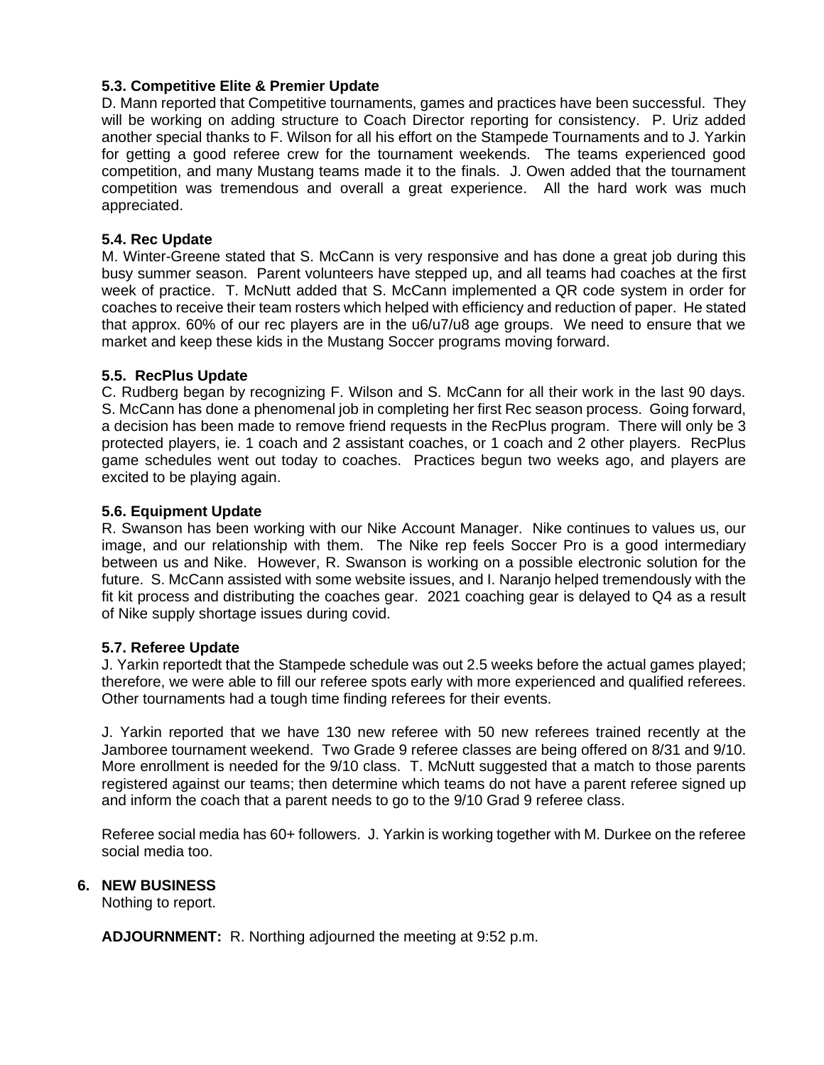### 5.3. Competitive Elite & Premier Update

D. Mann reported that Competitive tournaments, games and practices have been successful. They will be working on adding structure to Coach Director reporting for consistency. P. Uriz added another special thanks to F. Wilson for all his effort on the Stampede Tournaments and to J. Yarkin for getting a good referee crew for the tournament weekends. The teams experienced good competition, and many Mustang teams made it to the finals. J. Owen added that the tournament competition was tremendous and overall a great experience. All the hard work was much appreciated.

### 5.4. Rec Update

M. Winter-Greene stated that S. McCann is very responsive and has done a great job during this busy summer season. Parent volunteers have stepped up, and all teams had coaches at the first week of practice. T. McNutt added that S. McCann implemented a QR code system in order for coaches to receive their team rosters which helped with efficiency and reduction of paper. He stated that approx. 60% of our rec players are in the u6/u7/u8 age groups. We need to ensure that we market and keep these kids in the Mustang Soccer programs moving forward.

### 5.5. RecPlus Update

C. Rudberg began by recognizing F. Wilson and S. McCann for all their work in the last 90 days. S. McCann has done a phenomenal job in completing her first Rec season process. Going forward, a decision has been made to remove friend requests in the RecPlus program. There will only be 3 protected players, ie. 1 coach and 2 assistant coaches, or 1 coach and 2 other players. RecPlus game schedules went out today to coaches. Practices begun two weeks ago, and players are excited to be playing again.

### 5.6. Equipment Update

R. Swanson has been working with our Nike Account Manager. Nike continues to values us, our image, and our relationship with them. The Nike rep feels Soccer Pro is a good intermediary between us and Nike. However, R. Swanson is working on a possible electronic solution for the future. S. McCann assisted with some website issues, and I. Naranjo helped tremendously with the fit kit process and distributing the coaches gear. 2021 coaching gear is delayed to Q4 as a result of Nike supply shortage issues during covid.

### 5.7. Referee Update

J. Yarkin reportedt that the Stampede schedule was out 2.5 weeks before the actual games played; therefore, we were able to fill our referee spots early with more experienced and qualified referees. Other tournaments had a tough time finding referees for their events.

J. Yarkin reported that we have 130 new referee with 50 new referees trained recently at the Jamboree tournament weekend. Two Grade 9 referee classes are being offered on 8/31 and 9/10. More enrollment is needed for the 9/10 class. T. McNutt suggested that a match to those parents registered against our teams; then determine which teams do not have a parent referee signed up and inform the coach that a parent needs to go to the 9/10 Grad 9 referee class.

Referee social media has 60+ followers. J. Yarkin is working together with M. Durkee on the referee social media too.

## 6. NEW BUSINESS

Nothing to report.

**ADJOURNMENT:** R. Northing adjourned the meeting at 9:52 p.m.